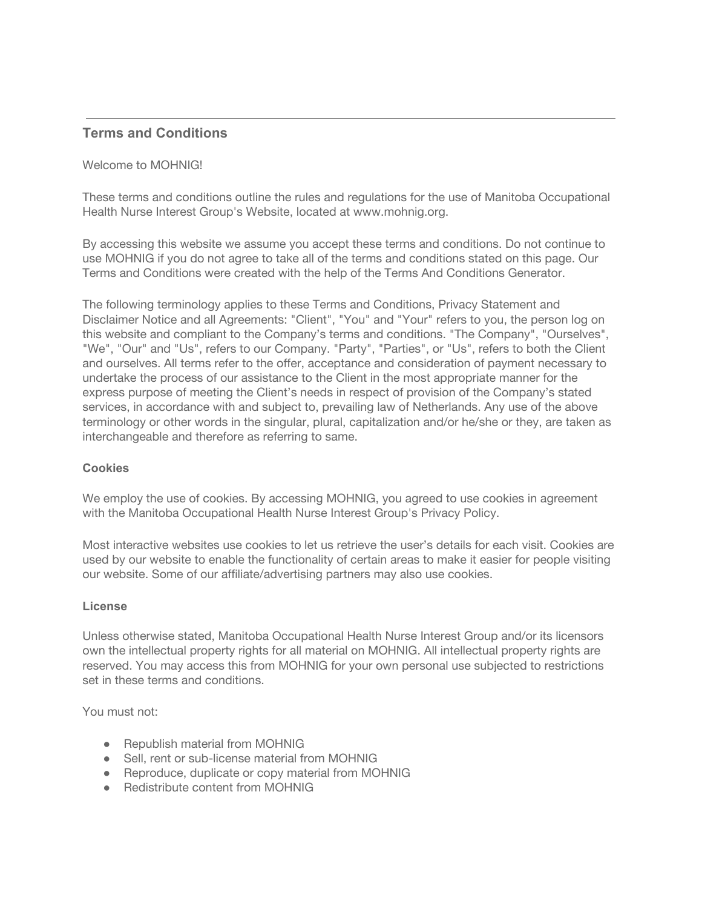## Terms and Conditions

Welcome to MOHNIG!

These terms and conditions outline the rules and regulations for the use of Manitoba Occupational Health Nurse Interest Group's Website, located at www.mohnig.org.

By accessing this website we assume you accept these terms and conditions. Do not continue to use MOHNIG if you do not agree to take all of the terms and conditions stated on this page. Our Terms and Conditions were created with the help of the Terms And Conditions Generator.

The following terminology applies to these Terms and Conditions, Privacy Statement and Disclaimer Notice and all Agreements: "Client", "You" and "Your" refers to you, the person log on this website and compliant to the Company's terms and conditions. "The Company", "Ourselves", "We", "Our" and "Us", refers to our Company. "Party", "Parties", or "Us", refers to both the Client and ourselves. All terms refer to the offer, acceptance and consideration of payment necessary to undertake the process of our assistance to the Client in the most appropriate manner for the express purpose of meeting the Client's needs in respect of provision of the Company's stated services, in accordance with and subject to, prevailing law of Netherlands. Any use of the above terminology or other words in the singular, plural, capitalization and/or he/she or they, are taken as interchangeable and therefore as referring to same.

### Cookies

We employ the use of cookies. By accessing MOHNIG, you agreed to use cookies in agreement with the Manitoba Occupational Health Nurse Interest Group's Privacy Policy.

Most interactive websites use cookies to let us retrieve the user's details for each visit. Cookies are used by our website to enable the functionality of certain areas to make it easier for people visiting our website. Some of our affiliate/advertising partners may also use cookies.

### License

Unless otherwise stated, Manitoba Occupational Health Nurse Interest Group and/or its licensors own the intellectual property rights for all material on MOHNIG. All intellectual property rights are reserved. You may access this from MOHNIG for your own personal use subjected to restrictions set in these terms and conditions.

You must not:

- Republish material from MOHNIG
- Sell, rent or sub-license material from MOHNIG
- Reproduce, duplicate or copy material from MOHNIG
- Redistribute content from MOHNIG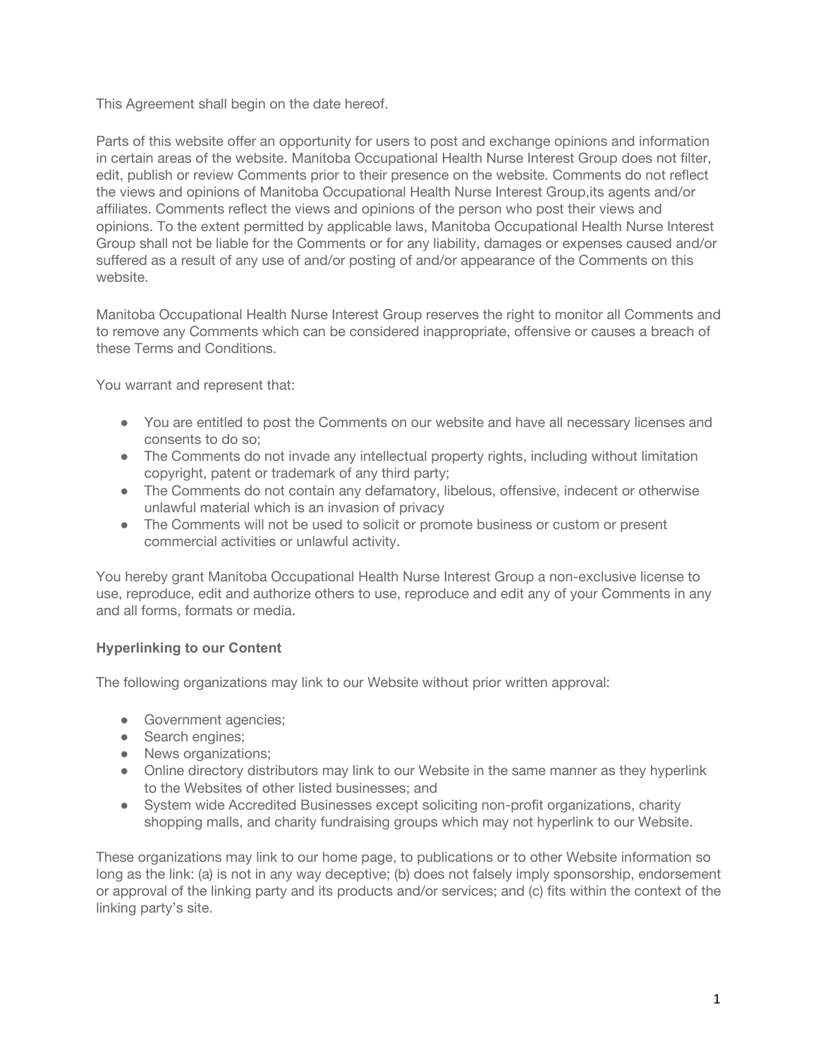This Agreement shall begin on the date hereof.

Parts of this website offer an opportunity for users to post and exchange opinions and information in certain areas of the website. Manitoba Occupational Health Nurse Interest Group does not filter, edit, publish or review Comments prior to their presence on the website. Comments do not reflect the views and opinions of Manitoba Occupational Health Nurse Interest Group,its agents and/or affiliates. Comments reflect the views and opinions of the person who post their views and opinions. To the extent permitted by applicable laws, Manitoba Occupational Health Nurse Interest Group shall not be liable for the Comments or for any liability, damages or expenses caused and/or suffered as a result of any use of and/or posting of and/or appearance of the Comments on this website.

Manitoba Occupational Health Nurse Interest Group reserves the right to monitor all Comments and to remove any Comments which can be considered inappropriate, offensive or causes a breach of these Terms and Conditions.

You warrant and represent that:

- You are entitled to post the Comments on our website and have all necessary licenses and consents to do so;
- The Comments do not invade any intellectual property rights, including without limitation copyright, patent or trademark of any third party;
- The Comments do not contain any defamatory, libelous, offensive, indecent or otherwise unlawful material which is an invasion of privacy
- The Comments will not be used to solicit or promote business or custom or present commercial activities or unlawful activity.

You hereby grant Manitoba Occupational Health Nurse Interest Group a non-exclusive license to use, reproduce, edit and authorize others to use, reproduce and edit any of your Comments in any and all forms, formats or media.

**Hyperlinking to our Content**

The following organizations may link to our Website without prior written approval:

- Government agencies;
- Search engines;
- News organizations;
- Online directory distributors may link to our Website in the same manner as they hyperlink to the Websites of other listed businesses; and
- System wide Accredited Businesses except soliciting non-profit organizations, charity shopping malls, and charity fundraising groups which may not hyperlink to our Website.

These organizations may link to our home page, to publications or to other Website information so long as the link: (a) is not in any way deceptive; (b) does not falsely imply sponsorship, endorsement or approval of the linking party and its products and/or services; and (c) fits within the context of the linking party's site.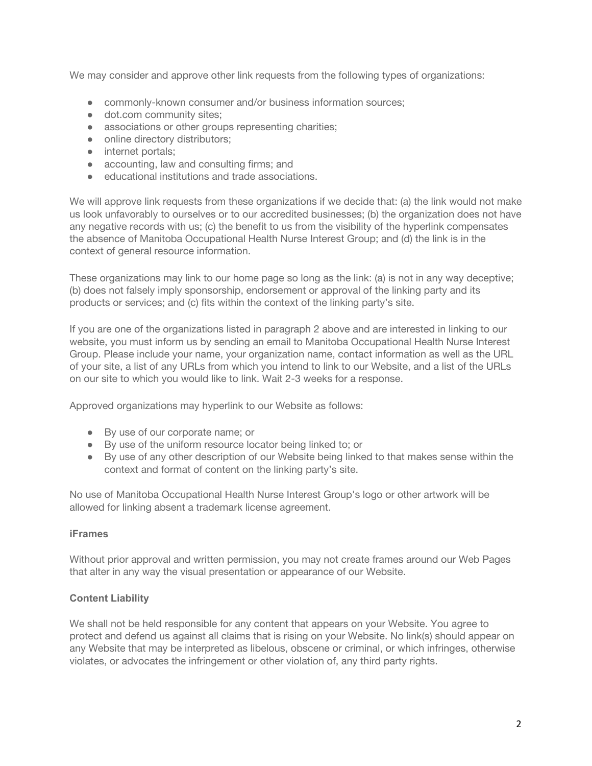We may consider and approve other link requests from the following types of organizations:

- commonly-known consumer and/or business information sources;
- dot.com community sites;
- associations or other groups representing charities;
- online directory distributors;
- internet portals;
- accounting, law and consulting firms; and
- educational institutions and trade associations.

We will approve link requests from these organizations if we decide that: (a) the link would not make us look unfavorably to ourselves or to our accredited businesses; (b) the organization does not have any negative records with us; (c) the benefit to us from the visibility of the hyperlink compensates the absence of Manitoba Occupational Health Nurse Interest Group; and (d) the link is in the context of general resource information.

These organizations may link to our home page so long as the link: (a) is not in any way deceptive; (b) does not falsely imply sponsorship, endorsement or approval of the linking party and its products or services; and (c) fits within the context of the linking party's site.

If you are one of the organizations listed in paragraph 2 above and are interested in linking to our website, you must inform us by sending an email to Manitoba Occupational Health Nurse Interest Group. Please include your name, your organization name, contact information as well as the URL of your site, a list of any URLs from which you intend to link to our Website, and a list of the URLs on our site to which you would like to link. Wait 2-3 weeks for a response.

Approved organizations may hyperlink to our Website as follows:

- By use of our corporate name; or
- By use of the uniform resource locator being linked to; or
- By use of any other description of our Website being linked to that makes sense within the context and format of content on the linking party's site.

No use of Manitoba Occupational Health Nurse Interest Group's logo or other artwork will be allowed for linking absent a trademark license agreement.

**iFrames**

Without prior approval and written permission, you may not create frames around our Web Pages that alter in any way the visual presentation or appearance of our Website.

**Content Liability**

We shall not be held responsible for any content that appears on your Website. You agree to protect and defend us against all claims that is rising on your Website. No link(s) should appear on any Website that may be interpreted as libelous, obscene or criminal, or which infringes, otherwise violates, or advocates the infringement or other violation of, any third party rights.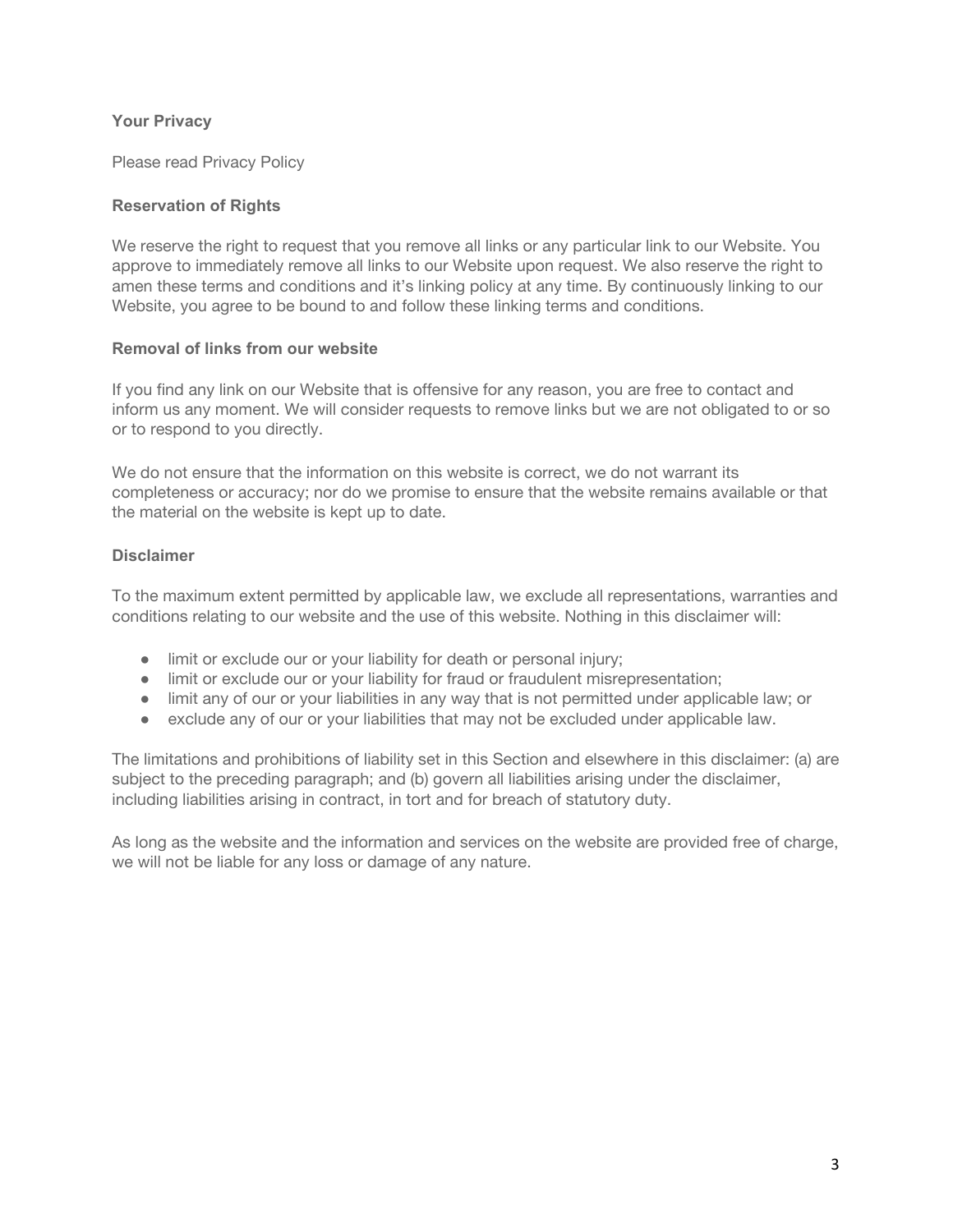**Your Privacy**

Please read Privacy Policy

**Reservation of Rights**

We reserve the right to request that you remove all links or any particular link to our Website. You approve to immediately remove all links to our Website upon request. We also reserve the right to amen these terms and conditions and it's linking policy at any time. By continuously linking to our Website, you agree to be bound to and follow these linking terms and conditions.

**Removal of links from our website**

If you find any link on our Website that is offensive for any reason, you are free to contact and inform us any moment. We will consider requests to remove links but we are not obligated to or so or to respond to you directly.

We do not ensure that the information on this website is correct, we do not warrant its completeness or accuracy; nor do we promise to ensure that the website remains available or that the material on the website is kept up to date.

**Disclaimer**

To the maximum extent permitted by applicable law, we exclude all representations, warranties and conditions relating to our website and the use of this website. Nothing in this disclaimer will:

- limit or exclude our or your liability for death or personal injury;
- limit or exclude our or your liability for fraud or fraudulent misrepresentation;
- limit any of our or your liabilities in any way that is not permitted under applicable law; or
- exclude any of our or your liabilities that may not be excluded under applicable law.

The limitations and prohibitions of liability set in this Section and elsewhere in this disclaimer: (a) are subject to the preceding paragraph; and (b) govern all liabilities arising under the disclaimer, including liabilities arising in contract, in tort and for breach of statutory duty.

As long as the website and the information and services on the website are provided free of charge, we will not be liable for any loss or damage of any nature.